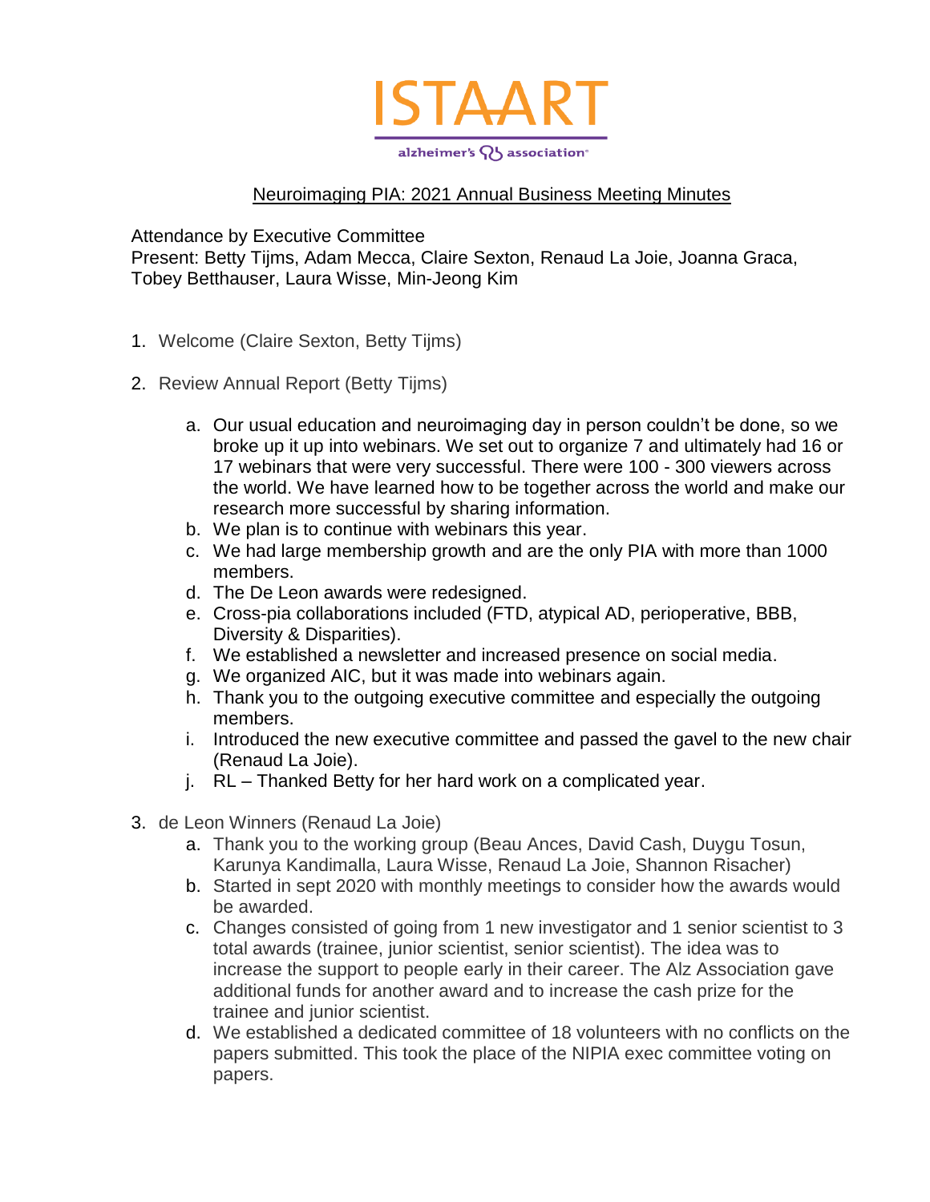ISTAART

alzheimer's association

## Neuroimaging PIA: 2021 Annual Business Meeting Minutes

Attendance by Executive Committee
Present: Betty Tijms, Adam Mecca, Claire Sexton, Renaud La Joie, Joanna Graca, Tobey Betthauser, Laura Wisse, Min-Jeong Kim

1. Welcome (Claire Sexton, Betty Tijms)

2. Review Annual Report (Betty Tijms)

   a. Our usual education and neuroimaging day in person couldn't be done, so we broke up it up into webinars. We set out to organize 7 and ultimately had 16 or 17 webinars that were very successful. There were 100 - 300 viewers across the world. We have learned how to be together across the world and make our research more successful by sharing information.
   b. We plan is to continue with webinars this year.
   c. We had large membership growth and are the only PIA with more than 1000 members.
   d. The De Leon awards were redesigned.
   e. Cross-pia collaborations included (FTD, atypical AD, perioperative, BBB, Diversity & Disparities).
   f. We established a newsletter and increased presence on social media.
   g. We organized AIC, but it was made into webinars again.
   h. Thank you to the outgoing executive committee and especially the outgoing members.
   i. Introduced the new executive committee and passed the gavel to the new chair (Renaud La Joie).
   j. RL – Thanked Betty for her hard work on a complicated year.

3. de Leon Winners (Renaud La Joie)
   a. Thank you to the working group (Beau Ances, David Cash, Duygu Tosun, Karunya Kandimalla, Laura Wisse, Renaud La Joie, Shannon Risacher)
   b. Started in sept 2020 with monthly meetings to consider how the awards would be awarded.
   c. Changes consisted of going from 1 new investigator and 1 senior scientist to 3 total awards (trainee, junior scientist, senior scientist). The idea was to increase the support to people early in their career. The Alz Association gave additional funds for another award and to increase the cash prize for the trainee and junior scientist.
   d. We established a dedicated committee of 18 volunteers with no conflicts on the papers submitted. This took the place of the NIPIA exec committee voting on papers.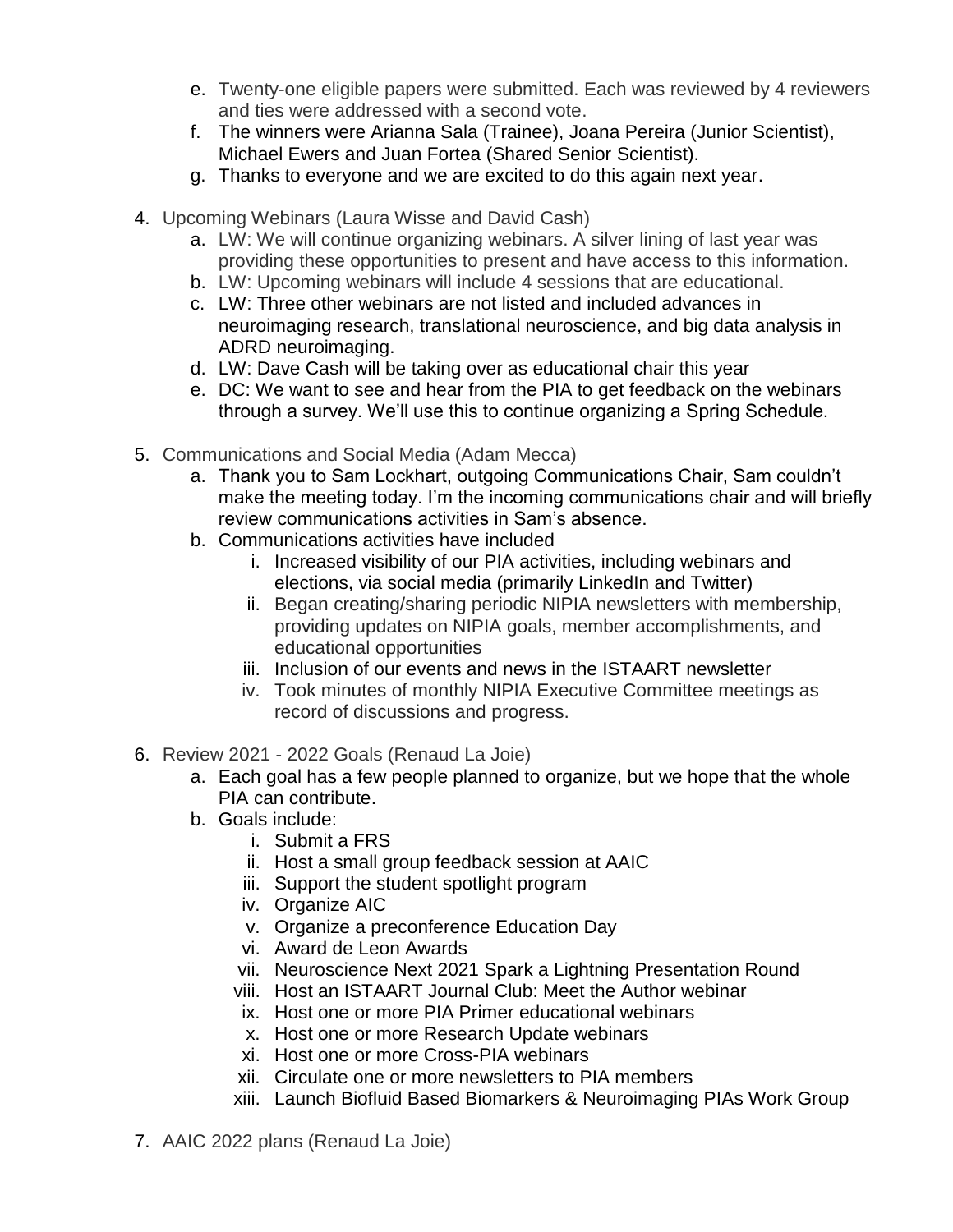e. Twenty-one eligible papers were submitted. Each was reviewed by 4 reviewers and ties were addressed with a second vote.
f. The winners were Arianna Sala (Trainee), Joana Pereira (Junior Scientist), Michael Ewers and Juan Fortea (Shared Senior Scientist).
g. Thanks to everyone and we are excited to do this again next year.

4. Upcoming Webinars (Laura Wisse and David Cash)
   a. LW: We will continue organizing webinars. A silver lining of last year was providing these opportunities to present and have access to this information.
   b. LW: Upcoming webinars will include 4 sessions that are educational.
   c. LW: Three other webinars are not listed and included advances in neuroimaging research, translational neuroscience, and big data analysis in ADRD neuroimaging.
   d. LW: Dave Cash will be taking over as educational chair this year
   e. DC: We want to see and hear from the PIA to get feedback on the webinars through a survey. We'll use this to continue organizing a Spring Schedule.

5. Communications and Social Media (Adam Mecca)
   a. Thank you to Sam Lockhart, outgoing Communications Chair, Sam couldn't make the meeting today. I'm the incoming communications chair and will briefly review communications activities in Sam's absence.
   b. Communications activities have included
      i. Increased visibility of our PIA activities, including webinars and elections, via social media (primarily LinkedIn and Twitter)
      ii. Began creating/sharing periodic NIPIA newsletters with membership, providing updates on NIPIA goals, member accomplishments, and educational opportunities
      iii. Inclusion of our events and news in the ISTAART newsletter
      iv. Took minutes of monthly NIPIA Executive Committee meetings as record of discussions and progress.

6. Review 2021 - 2022 Goals (Renaud La Joie)
   a. Each goal has a few people planned to organize, but we hope that the whole PIA can contribute.
   b. Goals include:
      i. Submit a FRS
      ii. Host a small group feedback session at AAIC
      iii. Support the student spotlight program
      iv. Organize AIC
      v. Organize a preconference Education Day
      vi. Award de Leon Awards
      vii. Neuroscience Next 2021 Spark a Lightning Presentation Round
      viii. Host an ISTAART Journal Club: Meet the Author webinar
      ix. Host one or more PIA Primer educational webinars
      x. Host one or more Research Update webinars
      xi. Host one or more Cross-PIA webinars
      xii. Circulate one or more newsletters to PIA members
      xiii. Launch Biofluid Based Biomarkers & Neuroimaging PIAs Work Group

7. AAIC 2022 plans (Renaud La Joie)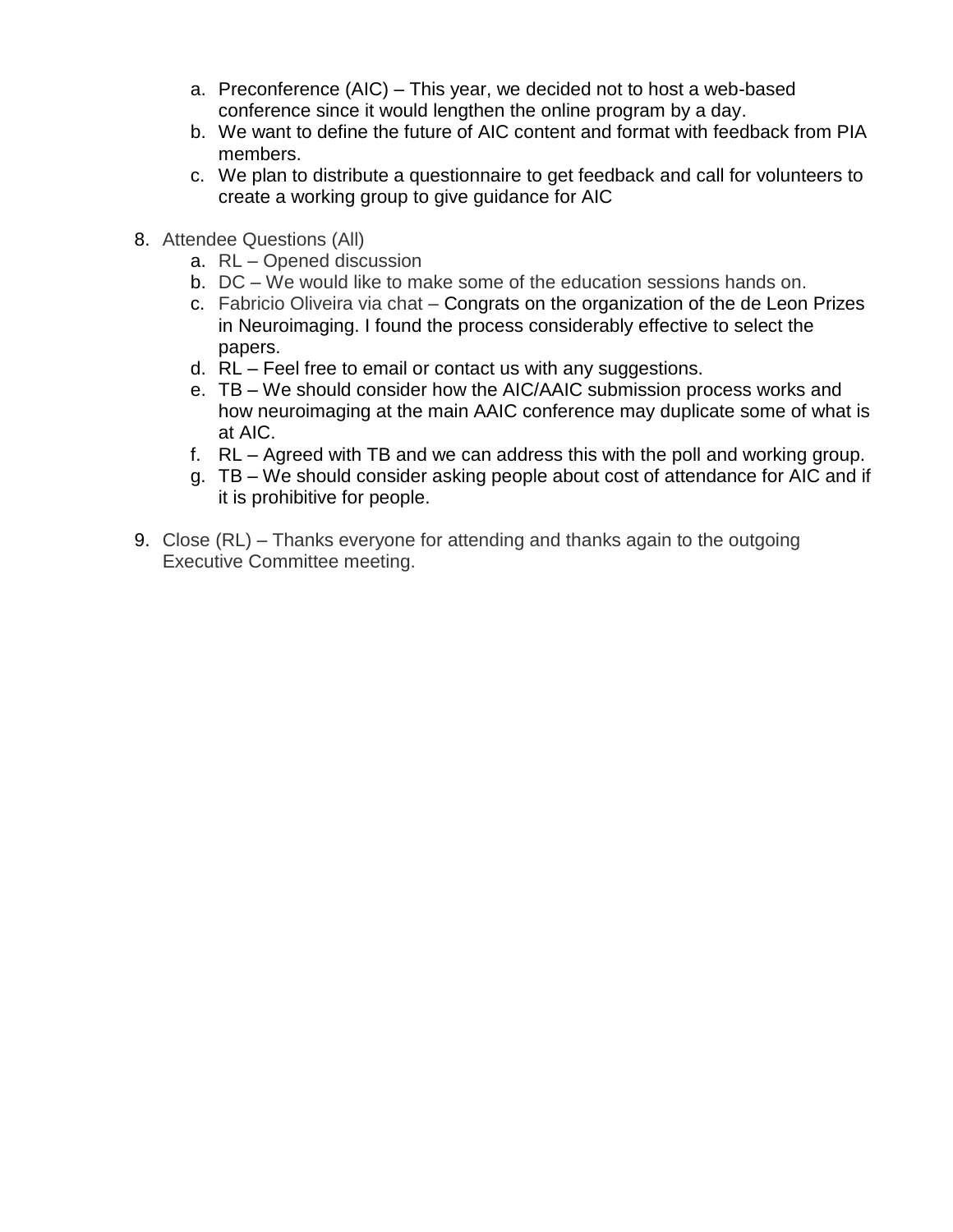a. Preconference (AIC) – This year, we decided not to host a web-based conference since it would lengthen the online program by a day.
b. We want to define the future of AIC content and format with feedback from PIA members.
c. We plan to distribute a questionnaire to get feedback and call for volunteers to create a working group to give guidance for AIC

8. Attendee Questions (All)
   a. RL – Opened discussion
   b. DC – We would like to make some of the education sessions hands on.
   c. Fabricio Oliveira via chat – Congrats on the organization of the de Leon Prizes in Neuroimaging. I found the process considerably effective to select the papers.
   d. RL – Feel free to email or contact us with any suggestions.
   e. TB – We should consider how the AIC/AAIC submission process works and how neuroimaging at the main AAIC conference may duplicate some of what is at AIC.
   f. RL – Agreed with TB and we can address this with the poll and working group.
   g. TB – We should consider asking people about cost of attendance for AIC and if it is prohibitive for people.

9. Close (RL) – Thanks everyone for attending and thanks again to the outgoing Executive Committee meeting.